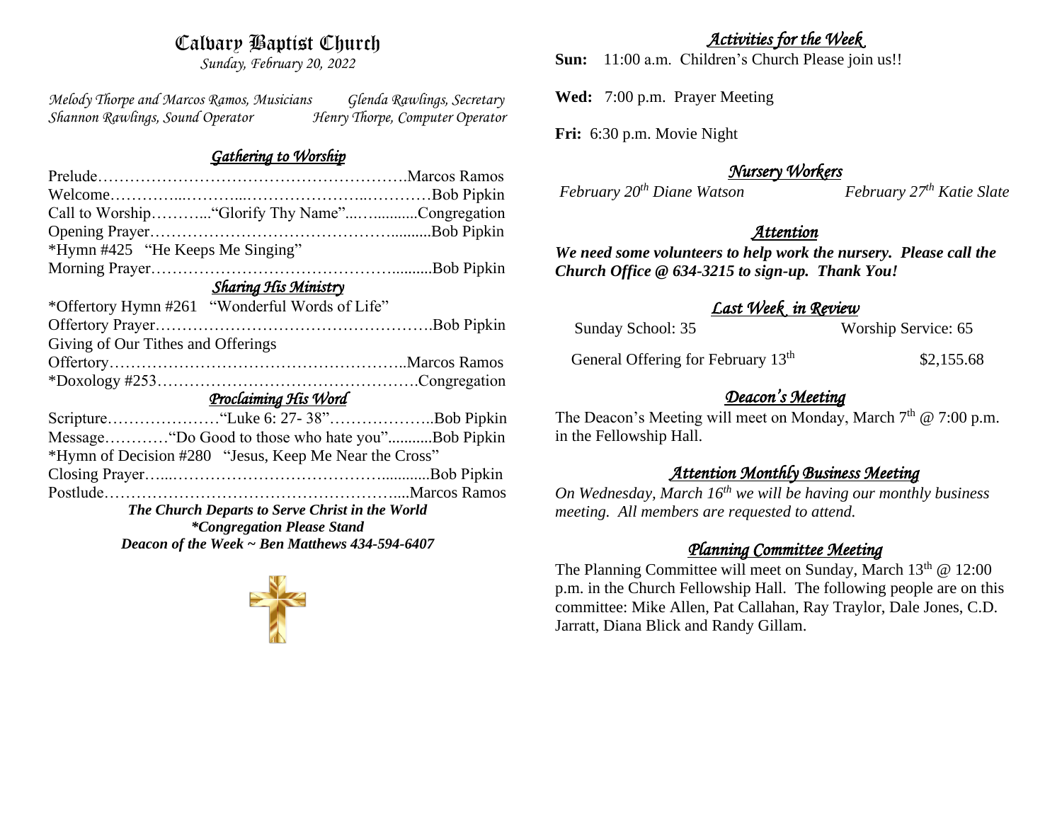# Calvary Baptist Church

*Sunday, February 20, 2022*

*Melody Thorpe and Marcos Ramos, Musicians* *Glenda Rawlings, Secretary*
*Shannon Rawlings, Sound Operator* *Henry Thorpe, Computer Operator*

## *Gathering to Worship*

Prelude……………………………………………………Marcos Ramos
Welcome…………………………………………………Bob Pipkin
Call to Worship………..."Glorify Thy Name"……............Congregation
Opening Prayer………………………………………..........Bob Pipkin
*Hymn #425 "He Keeps Me Singing"
Morning Prayer………………………………………..........Bob Pipkin

## *Sharing His Ministry*

*Offertory Hymn #261 "Wonderful Words of Life"
Offertory Prayer…………………………………………….Bob Pipkin
Giving of Our Tithes and Offerings
Offertory………………………………………………..Marcos Ramos
*Doxology #253………………………………………….Congregation

## *Proclaiming His Word*

Scripture…………………"Luke 6: 27- 38"………………..Bob Pipkin
Message…………"Do Good to those who hate you"...........Bob Pipkin
*Hymn of Decision #280 "Jesus, Keep Me Near the Cross"
Closing Prayer…...…………………………………............Bob Pipkin
Postlude………………………………………………....Marcos Ramos

***The Church Departs to Serve Christ in the World***
***\*Congregation Please Stand***
***Deacon of the Week ~ Ben Matthews 434-594-6407***

## *Activities for the Week*

**Sun:** 11:00 a.m. Children's Church Please join us!!

**Wed:** 7:00 p.m. Prayer Meeting

**Fri:** 6:30 p.m. Movie Night

## *Nursery Workers*

*February 20th Diane Watson* *February 27th Katie Slate*

## *Attention*

***We need some volunteers to help work the nursery. Please call the Church Office @ 634-3215 to sign-up. Thank You!***

## *Last Week in Review*

| Sunday School: 35 | Worship Service: 65 |
|---|---|
| General Offering for February 13th | $2,155.68 |

## *Deacon's Meeting*

The Deacon's Meeting will meet on Monday, March 7th @ 7:00 p.m. in the Fellowship Hall.

## *Attention Monthly Business Meeting*

*On Wednesday, March 16th we will be having our monthly business meeting. All members are requested to attend.*

## *Planning Committee Meeting*

The Planning Committee will meet on Sunday, March 13th @ 12:00 p.m. in the Church Fellowship Hall. The following people are on this committee: Mike Allen, Pat Callahan, Ray Traylor, Dale Jones, C.D. Jarratt, Diana Blick and Randy Gillam.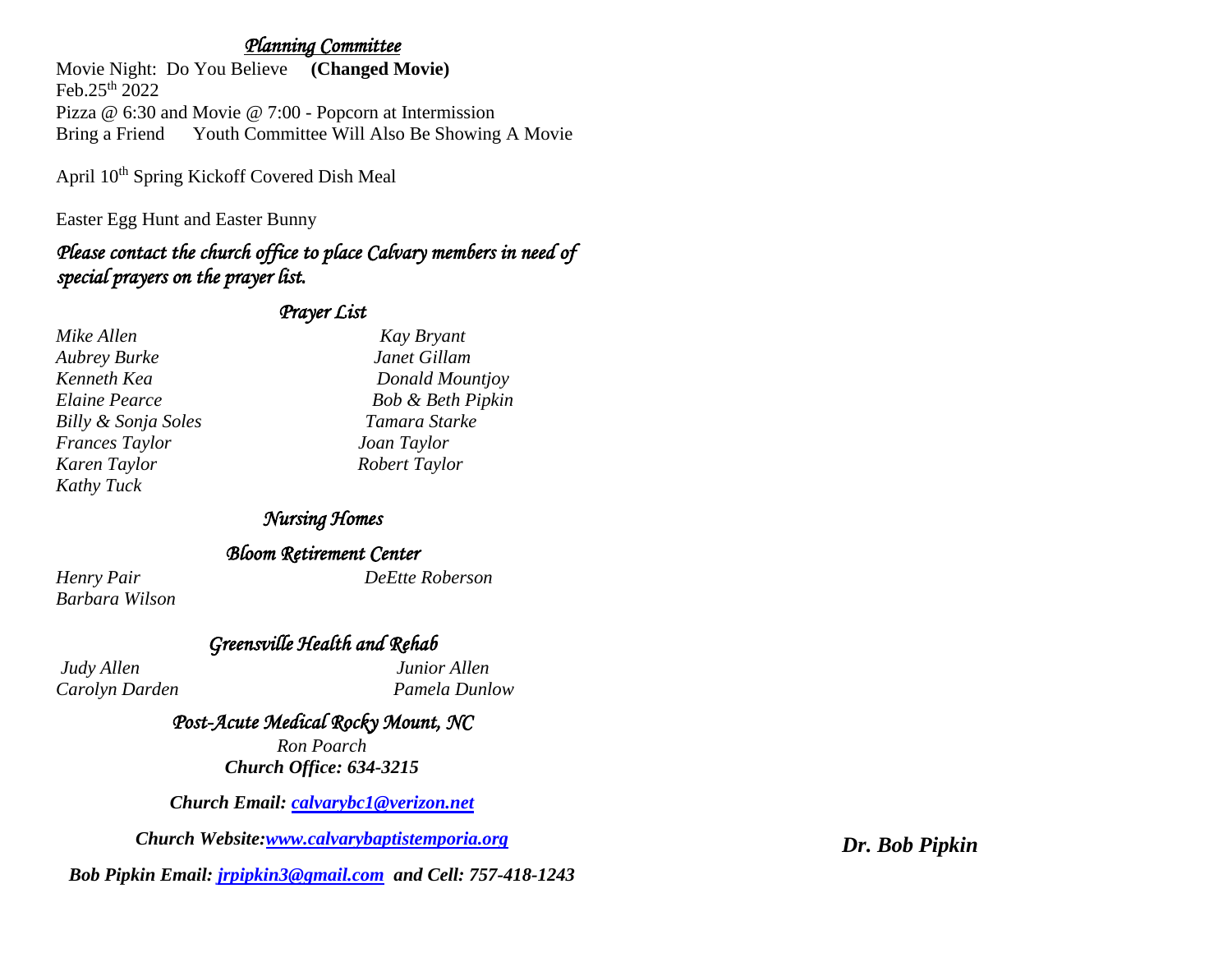## *Planning Committee*

Movie Night: Do You Believe **(Changed Movie)**
Feb.25th 2022
Pizza @ 6:30 and Movie @ 7:00 - Popcorn at Intermission
Bring a Friend Youth Committee Will Also Be Showing A Movie

April 10th Spring Kickoff Covered Dish Meal

Easter Egg Hunt and Easter Bunny

*Please contact the church office to place Calvary members in need of special prayers on the prayer list.*

### *Prayer List*

| | |
|---|---|
| *Mike Allen* | *Kay Bryant* |
| *Aubrey Burke* | *Janet Gillam* |
| *Kenneth Kea* | *Donald Mountjoy* |
| *Elaine Pearce* | *Bob & Beth Pipkin* |
| *Billy & Sonja Soles* | *Tamara Starke* |
| *Frances Taylor* | *Joan Taylor* |
| *Karen Taylor* | *Robert Taylor* |
| *Kathy Tuck* | |

### *Nursing Homes*

#### *Bloom Retirement Center*

| | |
|---|---|
| *Henry Pair* | *DeEtte Roberson* |
| *Barbara Wilson* | |

#### *Greensville Health and Rehab*

| | |
|---|---|
| *Judy Allen* | *Junior Allen* |
| *Carolyn Darden* | *Pamela Dunlow* |

#### *Post-Acute Medical Rocky Mount, NC*

*Ron Poarch*

***Church Office: 634-3215***

***Church Email: calvarybc1@verizon.net***

***Church Website: www.calvarybaptistemporia.org***

***Bob Pipkin Email: jrpipkin3@gmail.com and Cell: 757-418-1243***

***Dr. Bob Pipkin***